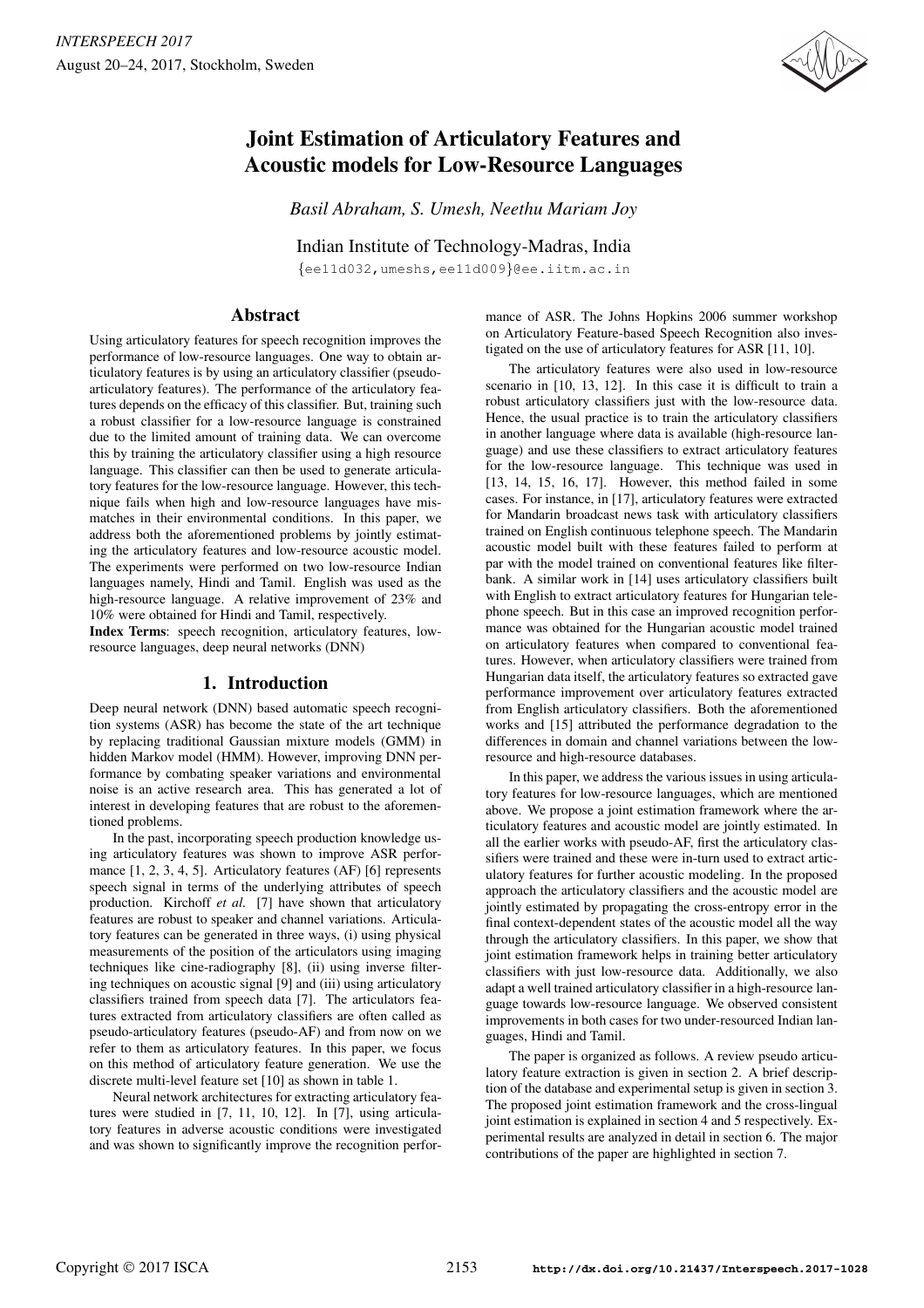# Joint Estimation of Articulatory Features and Acoustic models for Low-Resource Languages

*Basil Abraham, S. Umesh, Neethu Mariam Joy*

Indian Institute of Technology-Madras, India

{ee11d032,umeshs,ee11d009}@ee.iitm.ac.in

## Abstract

Using articulatory features for speech recognition improves the performance of low-resource languages. One way to obtain articulatory features is by using an articulatory classifier (pseudo-articulatory features). The performance of the articulatory features depends on the efficacy of this classifier. But, training such a robust classifier for a low-resource language is constrained due to the limited amount of training data. We can overcome this by training the articulatory classifier using a high resource language. This classifier can then be used to generate articulatory features for the low-resource language. However, this technique fails when high and low-resource languages have mismatches in their environmental conditions. In this paper, we address both the aforementioned problems by jointly estimating the articulatory features and low-resource acoustic model. The experiments were performed on two low-resource Indian languages namely, Hindi and Tamil. English was used as the high-resource language. A relative improvement of 23% and 10% were obtained for Hindi and Tamil, respectively.

**Index Terms**: speech recognition, articulatory features, low-resource languages, deep neural networks (DNN)

## 1. Introduction

Deep neural network (DNN) based automatic speech recognition systems (ASR) has become the state of the art technique by replacing traditional Gaussian mixture models (GMM) in hidden Markov model (HMM). However, improving DNN performance by combating speaker variations and environmental noise is an active research area. This has generated a lot of interest in developing features that are robust to the aforementioned problems.

In the past, incorporating speech production knowledge using articulatory features was shown to improve ASR performance [1, 2, 3, 4, 5]. Articulatory features (AF) [6] represents speech signal in terms of the underlying attributes of speech production. Kirchoff *et al.* [7] have shown that articulatory features are robust to speaker and channel variations. Articulatory features can be generated in three ways, (i) using physical measurements of the position of the articulators using imaging techniques like cine-radiography [8], (ii) using inverse filtering techniques on acoustic signal [9] and (iii) using articulatory classifiers trained from speech data [7]. The articulators features extracted from articulatory classifiers are often called as pseudo-articulatory features (pseudo-AF) and from now on we refer to them as articulatory features. In this paper, we focus on this method of articulatory feature generation. We use the discrete multi-level feature set [10] as shown in table 1.

Neural network architectures for extracting articulatory features were studied in [7, 11, 10, 12]. In [7], using articulatory features in adverse acoustic conditions were investigated and was shown to significantly improve the recognition performance of ASR. The Johns Hopkins 2006 summer workshop on Articulatory Feature-based Speech Recognition also investigated on the use of articulatory features for ASR [11, 10].

The articulatory features were also used in low-resource scenario in [10, 13, 12]. In this case it is difficult to train a robust articulatory classifiers just with the low-resource data. Hence, the usual practice is to train the articulatory classifiers in another language where data is available (high-resource language) and use these classifiers to extract articulatory features for the low-resource language. This technique was used in [13, 14, 15, 16, 17]. However, this method failed in some cases. For instance, in [17], articulatory features were extracted for Mandarin broadcast news task with articulatory classifiers trained on English continuous telephone speech. The Mandarin acoustic model built with these features failed to perform at par with the model trained on conventional features like filterbank. A similar work in [14] uses articulatory classifiers built with English to extract articulatory features for Hungarian telephone speech. But in this case an improved recognition performance was obtained for the Hungarian acoustic model trained on articulatory features when compared to conventional features. However, when articulatory classifiers were trained from Hungarian data itself, the articulatory features so extracted gave performance improvement over articulatory features extracted from English articulatory classifiers. Both the aforementioned works and [15] attributed the performance degradation to the differences in domain and channel variations between the low-resource and high-resource databases.

In this paper, we address the various issues in using articulatory features for low-resource languages, which are mentioned above. We propose a joint estimation framework where the articulatory features and acoustic model are jointly estimated. In all the earlier works with pseudo-AF, first the articulatory classifiers were trained and these were in-turn used to extract articulatory features for further acoustic modeling. In the proposed approach the articulatory classifiers and the acoustic model are jointly estimated by propagating the cross-entropy error in the final context-dependent states of the acoustic model all the way through the articulatory classifiers. In this paper, we show that joint estimation framework helps in training better articulatory classifiers with just low-resource data. Additionally, we also adapt a well trained articulatory classifier in a high-resource language towards low-resource language. We observed consistent improvements in both cases for two under-resourced Indian languages, Hindi and Tamil.

The paper is organized as follows. A review pseudo articulatory feature extraction is given in section 2. A brief description of the database and experimental setup is given in section 3. The proposed joint estimation framework and the cross-lingual joint estimation is explained in section 4 and 5 respectively. Experimental results are analyzed in detail in section 6. The major contributions of the paper are highlighted in section 7.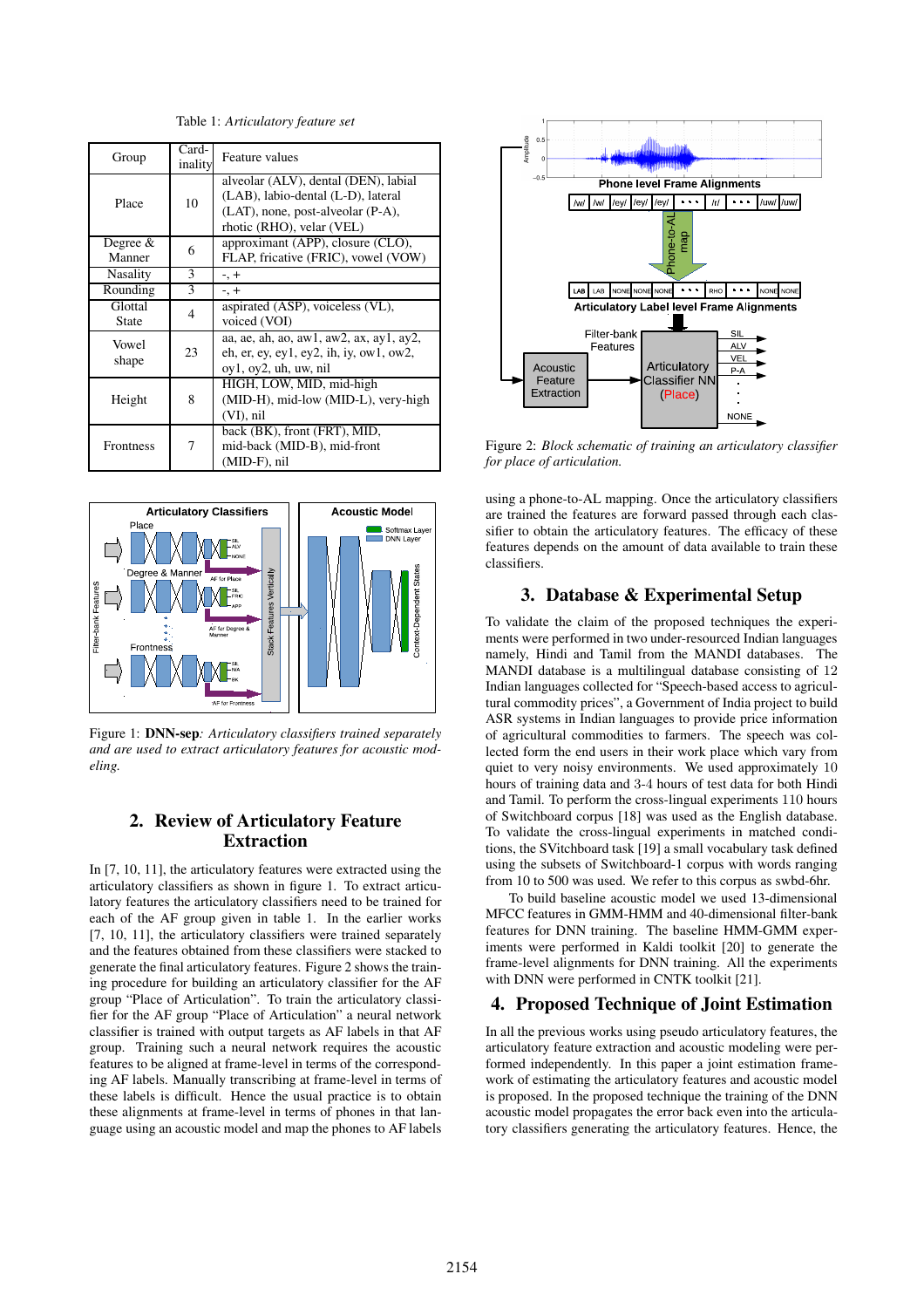Table 1: *Articulatory feature set*

| Group | Card-inality | Feature values |
|---|---|---|
| Place | 10 | alveolar (ALV), dental (DEN), labial (LAB), labio-dental (L-D), lateral (LAT), none, post-alveolar (P-A), rhotic (RHO), velar (VEL) |
| Degree & Manner | 6 | approximant (APP), closure (CLO), FLAP, fricative (FRIC), vowel (VOW) |
| Nasality | 3 | -, + |
| Rounding | 3 | -, + |
| Glottal State | 4 | aspirated (ASP), voiceless (VL), voiced (VOI) |
| Vowel shape | 23 | aa, ae, ah, ao, aw1, aw2, ax, ay1, ay2, eh, er, ey, ey1, ey2, ih, iy, ow1, ow2, oy1, oy2, uh, uw, nil |
| Height | 8 | HIGH, LOW, MID, mid-high (MID-H), mid-low (MID-L), very-high (VI), nil |
| Frontness | 7 | back (BK), front (FRT), MID, mid-back (MID-B), mid-front (MID-F), nil |

Figure 1: **DNN-sep**: *Articulatory classifiers trained separately and are used to extract articulatory features for acoustic modeling.*

## 2. Review of Articulatory Feature Extraction

In [7, 10, 11], the articulatory features were extracted using the articulatory classifiers as shown in figure 1. To extract articulatory features the articulatory classifiers need to be trained for each of the AF group given in table 1. In the earlier works [7, 10, 11], the articulatory classifiers were trained separately and the features obtained from these classifiers were stacked to generate the final articulatory features. Figure 2 shows the training procedure for building an articulatory classifier for the AF group "Place of Articulation". To train the articulatory classifier for the AF group "Place of Articulation" a neural network classifier is trained with output targets as AF labels in that AF group. Training such a neural network requires the acoustic features to be aligned at frame-level in terms of the corresponding AF labels. Manually transcribing AF labels at frame-level in terms of these labels is difficult. Hence the usual practice is to obtain these alignments at frame-level in terms of phones in that language using an acoustic model and map the phones to AF labels using a phone-to-AL mapping. Once the articulatory classifiers are trained the features are forward passed through each classifier to obtain the articulatory features. The efficacy of these features depends on the amount of data available to train these classifiers.

Figure 2: *Block schematic of training an articulatory classifier for place of articulation.*

## 3. Database & Experimental Setup

To validate the claim of the proposed techniques the experiments were performed in two under-resourced Indian languages namely, Hindi and Tamil from the MANDI databases. The MANDI database is a multilingual database consisting of 12 Indian languages collected for "Speech-based access to agricultural commodity prices", a Government of India project to build ASR systems in Indian languages to provide price information of agricultural commodities to farmers. The speech was collected form the end users in their work place which vary from quiet to very noisy environments. We used approximately 10 hours of training data and 3-4 hours of test data for both Hindi and Tamil. To perform the cross-lingual experiments 110 hours of Switchboard corpus [18] was used as the English database. To validate the cross-lingual experiments in matched conditions, the SVitchboard task [19] a small vocabulary task defined using the subsets of Switchboard-1 corpus with words ranging from 10 to 500 was used. We refer to this corpus as swbd-6hr.

To build baseline acoustic model we used 13-dimensional MFCC features in GMM-HMM and 40-dimensional filter-bank features for DNN training. The baseline HMM-GMM experiments were performed in Kaldi toolkit [20] to generate the frame-level alignments for DNN training. All the experiments with DNN were performed in CNTK toolkit [21].

## 4. Proposed Technique of Joint Estimation

In all the previous works using pseudo articulatory features, the articulatory feature extraction and acoustic modeling were performed independently. In this paper a joint estimation framework of estimating the articulatory features and acoustic model is proposed. In the proposed technique the training of the DNN acoustic model propagates the error back even into the articulatory classifiers generating the articulatory features. Hence, the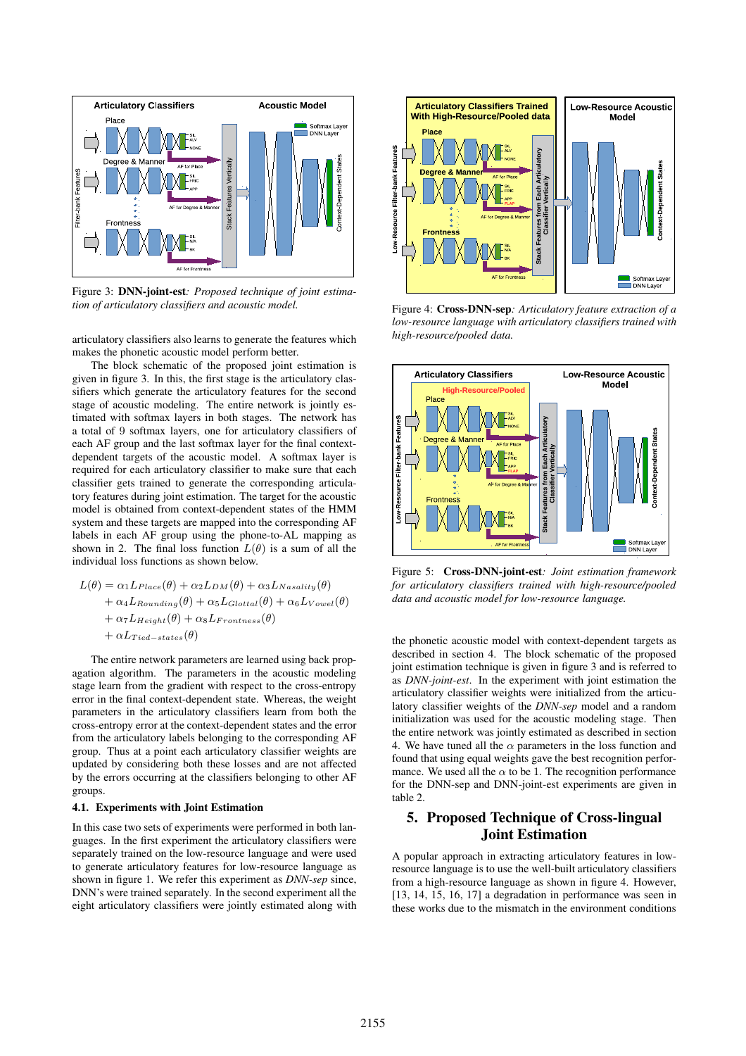Articulatory Classifiers

Acoustic Model

Place

SIL
ALV
NONE

Softmax Layer
DNN Layer

Degree & Manner

AF for Place

SIL
FRIC
APP

AF for Degree & Manner

Frontness

SIL
N/A
BK

AF for Frontness

Filter-bank FeatureS

Stack Features Vertically

Context-Dependent States

Figure 3: **DNN-joint-est**: *Proposed technique of joint estimation of articulatory classifiers and acoustic model.*

articulatory classifiers also learns to generate the features which makes the phonetic acoustic model perform better.

The block schematic of the proposed joint estimation is given in figure 3. In this, the first stage is the articulatory classifiers which generate the articulatory features for the second stage of acoustic modeling. The entire network is jointly estimated with softmax layers in both stages. The network has a total of 9 softmax layers, one for articulatory classifiers of each AF group and the last softmax layer for the final context-dependent targets of the acoustic model. A softmax layer is required for each articulatory classifier to make sure that each classifier gets trained to generate the corresponding articulatory features during joint estimation. The target for the acoustic model is obtained from context-dependent states of the HMM system and these targets are mapped into the corresponding AF labels in each AF group using the phone-to-AL mapping as shown in 2. The final loss function $L(\theta)$ is a sum of all the individual loss functions as shown below.

$$
\begin{aligned}
L(\theta) &= \alpha_1 L_{Place}(\theta) + \alpha_2 L_{DM}(\theta) + \alpha_3 L_{Nasality}(\theta) \\
&+ \alpha_4 L_{Rounding}(\theta) + \alpha_5 L_{Glottal}(\theta) + \alpha_6 L_{Vowel}(\theta) \\
&+ \alpha_7 L_{Height}(\theta) + \alpha_8 L_{Frontness}(\theta) \\
&+ \alpha L_{Tied-states}(\theta)
\end{aligned}
$$

The entire network parameters are learned using back propagation algorithm. The parameters in the acoustic modeling stage learn from the gradient with respect to the cross-entropy error in the final context-dependent state. Whereas, the weight parameters in the articulatory classifiers learn from both the cross-entropy error at the context-dependent states and the error from the articulatory labels belonging to the corresponding AF group. Thus at a point each articulatory classifier weights are updated by considering both these losses and are not affected by the errors occurring at the classifiers belonging to other AF groups.

### 4.1. Experiments with Joint Estimation

In this case two sets of experiments were performed in both languages. In the first experiment the articulatory classifiers were separately trained on the low-resource language and were used to generate articulatory features for low-resource language as shown in figure 1. We refer this experiment as *DNN-sep* since, DNN's were trained separately. In the second experiment all the eight articulatory classifiers were jointly estimated along with

Articulatory Classifiers Trained With High-Resource/Pooled data

Low-Resource Acoustic Model

Place

SIL
ALV
NONE

Degree & Manner

AF for Place

SIL
FRIC
APP
FLAP

AF for Degree & Manner

Frontness

SIL
N/A
BK

AF for Frontness

Low-Resource Filter-bank Features

Stack Features from Each Articulatory Classifier Vertically

Context-Dependent States

Softmax Layer
DNN Layer

Figure 4: **Cross-DNN-sep**: *Articulatory feature extraction of a low-resource language with articulatory classifiers trained with high-resource/pooled data.*

Articulatory Classifiers

Low-Resource Acoustic Model

High-Resource/Pooled

Place

SIL
ALV
NONE

Degree & Manner

AF for Place

SIL
FRIC
APP
FLAP

AF for Degree & Manner

Frontness

SIL
N/A
BK

AF for Frontness

Low-Resource Filter-bank Features

Stack Features from Each Articulatory Classifier Vertically

Context-Dependent States

Softmax Layer
DNN Layer

Figure 5: **Cross-DNN-joint-est**: *Joint estimation framework for articulatory classifiers trained with high-resource/pooled data and acoustic model for low-resource language.*

the phonetic acoustic model with context-dependent targets as described in section 4. The block schematic of the proposed joint estimation technique is given in figure 3 and is referred to as *DNN-joint-est*. In the experiment with joint estimation the articulatory classifier weights were initialized from the articulatory classifier weights of the *DNN-sep* model and a random initialization was used for the acoustic modeling stage. Then the entire network was jointly estimated as described in section 4. We have tuned all the $\alpha$ parameters in the loss function and found that using equal weights gave the best recognition performance. We used all the $\alpha$ to be 1. The recognition performance for the DNN-sep and DNN-joint-est experiments are given in table 2.

## 5. Proposed Technique of Cross-lingual Joint Estimation

A popular approach in extracting articulatory features in low-resource language is to use the well-built articulatory classifiers from a high-resource language as shown in figure 4. However, [13, 14, 15, 16, 17] a degradation in performance was seen in these works due to the mismatch in the environment conditions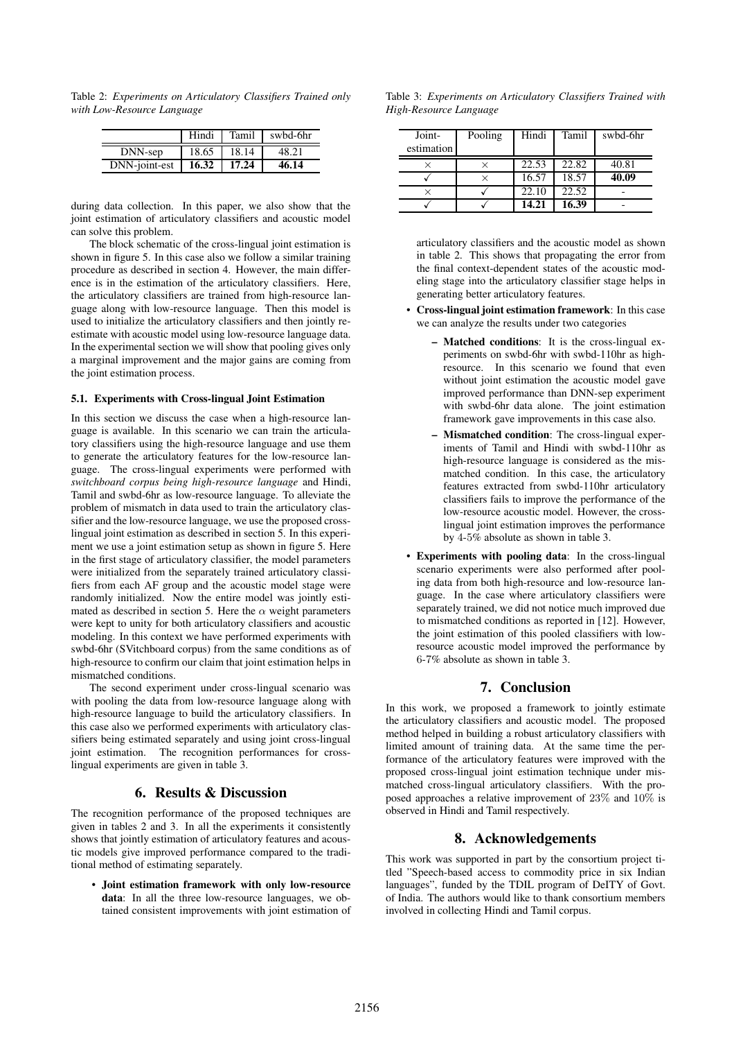Table 2: *Experiments on Articulatory Classifiers Trained only with Low-Resource Language*

| | Hindi | Tamil | swbd-6hr |
|---|---|---|---|
| DNN-sep | 18.65 | 18.14 | 48.21 |
| DNN-joint-est | **16.32** | **17.24** | **46.14** |

during data collection. In this paper, we also show that the joint estimation of articulatory classifiers and acoustic model can solve this problem.

The block schematic of the cross-lingual joint estimation is shown in figure 5. In this case also we follow a similar training procedure as described in section 4. However, the main difference is in the estimation of the articulatory classifiers. Here, the articulatory classifiers are trained from high-resource language along with low-resource language. Then this model is used to initialize the articulatory classifiers and then jointly re-estimate with acoustic model using low-resource language data. In the experimental section we will show that pooling gives only a marginal improvement and the major gains are coming from the joint estimation process.

### 5.1. Experiments with Cross-lingual Joint Estimation

In this section we discuss the case when a high-resource language is available. In this scenario we can train the articulatory classifiers using the high-resource language and use them to generate the articulatory features for the low-resource language. The cross-lingual experiments were performed with *switchboard corpus being high-resource language* and Hindi, Tamil and swbd-6hr as low-resource language. To alleviate the problem of mismatch in data used to train the articulatory classifier and the low-resource language, we use the proposed cross-lingual joint estimation as described in section 5. In this experiment we use a joint estimation setup as shown in figure 5. Here in the first stage of articulatory classifier, the model parameters were initialized from the separately trained articulatory classifiers from each AF group and the acoustic model stage were randomly initialized. Now the entire model was jointly estimated as described in section 5. Here the $\alpha$ weight parameters were kept to unity for both articulatory classifiers and acoustic modeling. In this context we have performed experiments with swbd-6hr (SVitchboard corpus) from the same conditions as of high-resource to confirm our claim that joint estimation helps in mismatched conditions.

The second experiment under cross-lingual scenario was with pooling the data from low-resource language along with high-resource language to build the articulatory classifiers. In this case also we performed experiments with articulatory classifiers being estimated separately and using joint cross-lingual joint estimation. The recognition performances for cross-lingual experiments are given in table 3.

## 6. Results & Discussion

The recognition performance of the proposed techniques are given in tables 2 and 3. In all the experiments it consistently shows that jointly estimation of articulatory features and acoustic models give improved performance compared to the traditional method of estimating separately.

Table 3: *Experiments on Articulatory Classifiers Trained with High-Resource Language*

| Joint-estimation | Pooling | Hindi | Tamil | swbd-6hr |
|---|---|---|---|---|
| × | × | 22.53 | 22.82 | 40.81 |
| ✓ | × | 16.57 | 18.57 | **40.09** |
| × | ✓ | 22.10 | 22.52 | - |
| ✓ | ✓ | **14.21** | **16.39** | - |

- **Joint estimation framework with only low-resource data**: In all the three low-resource languages, we obtained consistent improvements with joint estimation of articulatory classifiers and the acoustic model as shown in table 2. This shows that propagating the error from the final context-dependent states of the acoustic modeling stage into the articulatory classifier stage helps in generating better articulatory features.
- **Cross-lingual joint estimation framework**: In this case we can analyze the results under two categories
  - **Matched conditions**: It is the cross-lingual experiments on swbd-6hr with swbd-110hr as high-resource. In this scenario we found that even without joint estimation the acoustic model gave improved performance than DNN-sep experiment with swbd-6hr data alone. The joint estimation framework gave improvements in this case also.
  - **Mismatched condition**: The cross-lingual experiments of Tamil and Hindi with swbd-110hr as high-resource language is considered as the mismatched condition. In this case, the articulatory features extracted from swbd-110hr articulatory classifiers fails to improve the performance of the low-resource acoustic model. However, the cross-lingual joint estimation improves the performance by 4-5% absolute as shown in table 3.
- **Experiments with pooling data**: In the cross-lingual scenario experiments were also performed after pooling data from both high-resource and low-resource language. In the case where articulatory classifiers were separately trained, we did not notice much improved due to mismatched conditions as reported in [12]. However, the joint estimation of this pooled classifiers with low-resource acoustic model improved the performance by 6-7% absolute as shown in table 3.

## 7. Conclusion

In this work, we proposed a framework to jointly estimate the articulatory classifiers and acoustic model. The proposed method helped in building a robust articulatory classifiers with limited amount of training data. At the same time the performance of the articulatory features were improved with the proposed cross-lingual joint estimation technique under mismatched cross-lingual articulatory classifiers. With the proposed approaches a relative improvement of 23% and 10% is observed in Hindi and Tamil respectively.

## 8. Acknowledgements

This work was supported in part by the consortium project titled "Speech-based access to commodity price in six Indian languages", funded by the TDIL program of DeITY of Govt. of India. The authors would like to thank consortium members involved in collecting Hindi and Tamil corpus.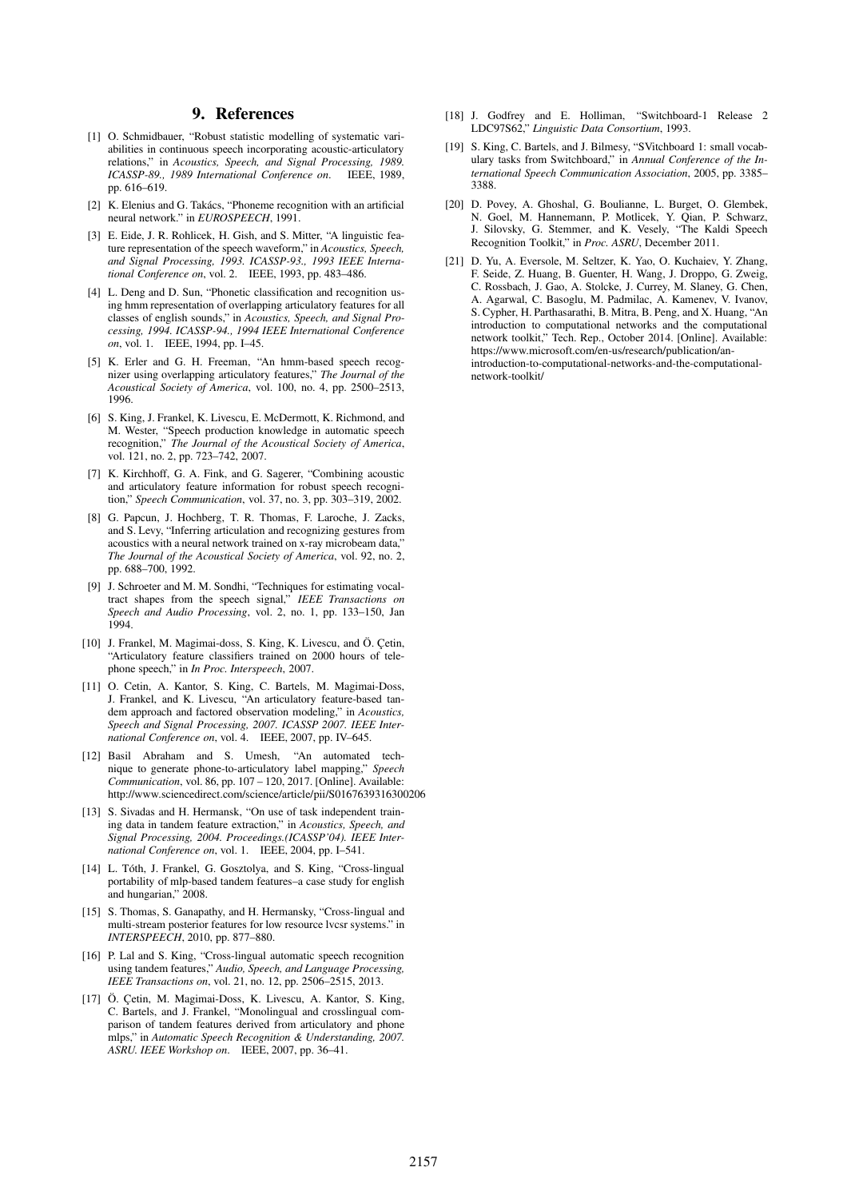## 9. References

[1] O. Schmidbauer, "Robust statistic modelling of systematic variabilities in continuous speech incorporating acoustic-articulatory relations," in *Acoustics, Speech, and Signal Processing, 1989. ICASSP-89., 1989 International Conference on*. IEEE, 1989, pp. 616–619.

[2] K. Elenius and G. Takács, "Phoneme recognition with an artificial neural network." in *EUROSPEECH*, 1991.

[3] E. Eide, J. R. Rohlicek, H. Gish, and S. Mitter, "A linguistic feature representation of the speech waveform," in *Acoustics, Speech, and Signal Processing, 1993. ICASSP-93., 1993 IEEE International Conference on*, vol. 2. IEEE, 1993, pp. 483–486.

[4] L. Deng and D. Sun, "Phonetic classification and recognition using hmm representation of overlapping articulatory features for all classes of english sounds," in *Acoustics, Speech, and Signal Processing, 1994. ICASSP-94., 1994 IEEE International Conference on*, vol. 1. IEEE, 1994, pp. I–45.

[5] K. Erler and G. H. Freeman, "An hmm-based speech recognizer using overlapping articulatory features," *The Journal of the Acoustical Society of America*, vol. 100, no. 4, pp. 2500–2513, 1996.

[6] S. King, J. Frankel, K. Livescu, E. McDermott, K. Richmond, and M. Wester, "Speech production knowledge in automatic speech recognition," *The Journal of the Acoustical Society of America*, vol. 121, no. 2, pp. 723–742, 2007.

[7] K. Kirchhoff, G. A. Fink, and G. Sagerer, "Combining acoustic and articulatory feature information for robust speech recognition," *Speech Communication*, vol. 37, no. 3, pp. 303–319, 2002.

[8] G. Papcun, J. Hochberg, T. R. Thomas, F. Laroche, J. Zacks, and S. Levy, "Inferring articulation and recognizing gestures from acoustics with a neural network trained on x-ray microbeam data," *The Journal of the Acoustical Society of America*, vol. 92, no. 2, pp. 688–700, 1992.

[9] J. Schroeter and M. M. Sondhi, "Techniques for estimating vocal-tract shapes from the speech signal," *IEEE Transactions on Speech and Audio Processing*, vol. 2, no. 1, pp. 133–150, Jan 1994.

[10] J. Frankel, M. Magimai-doss, S. King, K. Livescu, and Ö. Çetin, "Articulatory feature classifiers trained on 2000 hours of telephone speech," in *In Proc. Interspeech*, 2007.

[11] O. Cetin, A. Kantor, S. King, C. Bartels, M. Magimai-Doss, J. Frankel, and K. Livescu, "An articulatory feature-based tandem approach and factored observation modeling," in *Acoustics, Speech and Signal Processing, 2007. ICASSP 2007. IEEE International Conference on*, vol. 4. IEEE, 2007, pp. IV–645.

[12] Basil Abraham and S. Umesh, "An automated technique to generate phone-to-articulatory label mapping," *Speech Communication*, vol. 86, pp. 107 – 120, 2017. [Online]. Available: http://www.sciencedirect.com/science/article/pii/S0167639316300206

[13] S. Sivadas and H. Hermansk, "On use of task independent training data in tandem feature extraction," in *Acoustics, Speech, and Signal Processing, 2004. Proceedings.(ICASSP'04). IEEE International Conference on*, vol. 1. IEEE, 2004, pp. I–541.

[14] L. Tóth, J. Frankel, G. Gosztolya, and S. King, "Cross-lingual portability of mlp-based tandem features–a case study for english and hungarian," 2008.

[15] S. Thomas, S. Ganapathy, and H. Hermansky, "Cross-lingual and multi-stream posterior features for low resource lvcsr systems." in *INTERSPEECH*, 2010, pp. 877–880.

[16] P. Lal and S. King, "Cross-lingual automatic speech recognition using tandem features," *Audio, Speech, and Language Processing, IEEE Transactions on*, vol. 21, no. 12, pp. 2506–2515, 2013.

[17] Ö. Çetin, M. Magimai-Doss, K. Livescu, A. Kantor, S. King, C. Bartels, and J. Frankel, "Monolingual and crosslingual comparison of tandem features derived from articulatory and phone mlps," in *Automatic Speech Recognition & Understanding, 2007. ASRU. IEEE Workshop on*. IEEE, 2007, pp. 36–41.

[18] J. Godfrey and E. Holliman, "Switchboard-1 Release 2 LDC97S62," *Linguistic Data Consortium*, 1993.

[19] S. King, C. Bartels, and J. Bilmesy, "SVitchboard 1: small vocabulary tasks from Switchboard," in *Annual Conference of the International Speech Communication Association*, 2005, pp. 3385–3388.

[20] D. Povey, A. Ghoshal, G. Boulianne, L. Burget, O. Glembek, N. Goel, M. Hannemann, P. Motlicek, Y. Qian, P. Schwarz, J. Silovsky, G. Stemmer, and K. Vesely, "The Kaldi Speech Recognition Toolkit," in *Proc. ASRU*, December 2011.

[21] D. Yu, A. Eversole, M. Seltzer, K. Yao, O. Kuchaiev, Y. Zhang, F. Seide, Z. Huang, B. Guenter, H. Wang, J. Droppo, G. Zweig, C. Rossbach, J. Gao, A. Stolcke, J. Currey, M. Slaney, G. Chen, A. Agarwal, C. Basoglu, M. Padmilac, A. Kamenev, V. Ivanov, S. Cypher, H. Parthasarathi, B. Mitra, B. Peng, and X. Huang, "An introduction to computational networks and the computational network toolkit," Tech. Rep., October 2014. [Online]. Available: https://www.microsoft.com/en-us/research/publication/an-introduction-to-computational-networks-and-the-computational-network-toolkit/